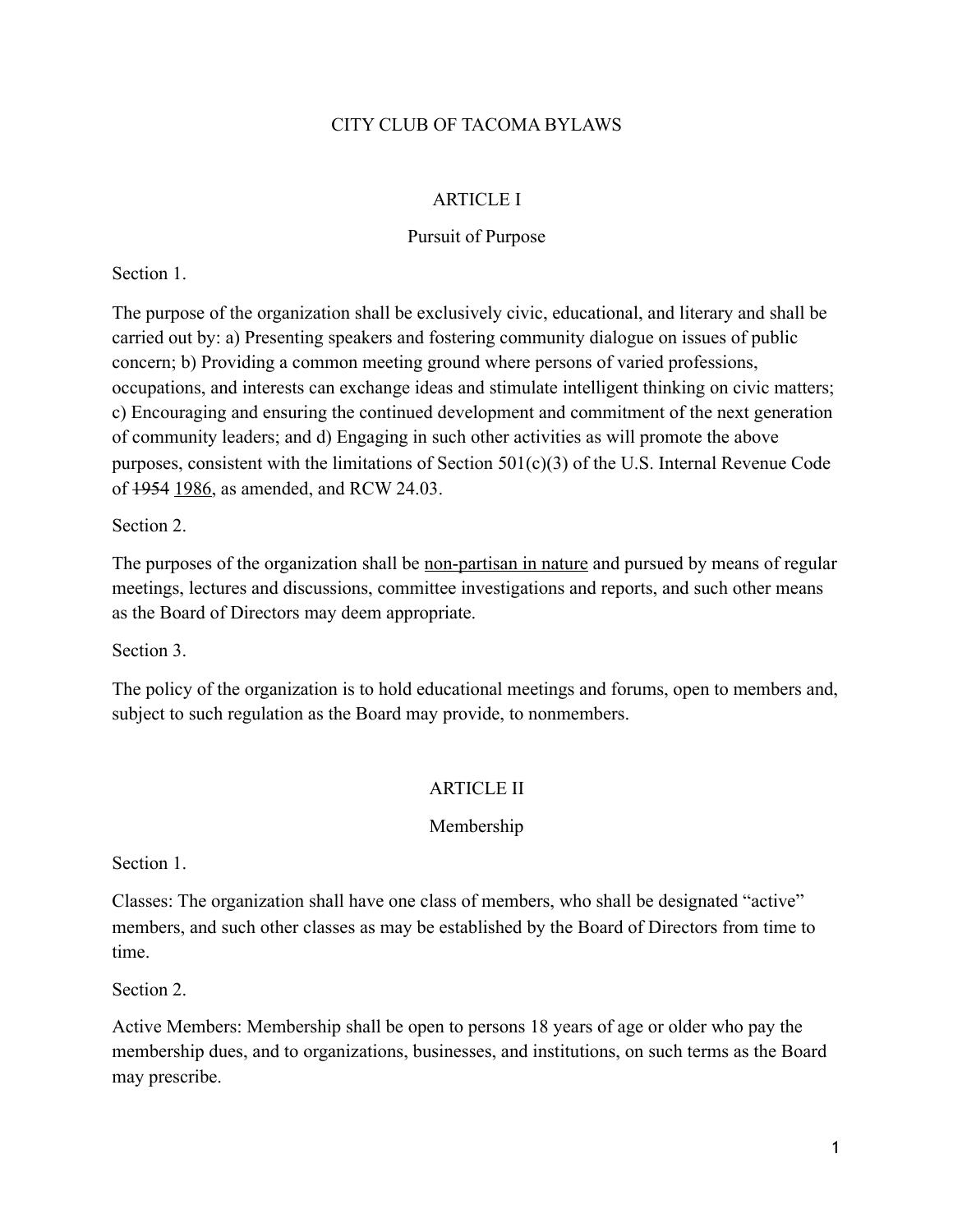# CITY CLUB OF TACOMA BYLAWS

## ARTICLE I

### Pursuit of Purpose

Section 1.

The purpose of the organization shall be exclusively civic, educational, and literary and shall be carried out by: a) Presenting speakers and fostering community dialogue on issues of public concern; b) Providing a common meeting ground where persons of varied professions, occupations, and interests can exchange ideas and stimulate intelligent thinking on civic matters; c) Encouraging and ensuring the continued development and commitment of the next generation of community leaders; and d) Engaging in such other activities as will promote the above purposes, consistent with the limitations of Section 501(c)(3) of the U.S. Internal Revenue Code of ~~1954~~ <u>1986</u>, as amended, and RCW 24.03.

Section 2.

The purposes of the organization shall be <u>non-partisan in nature</u> and pursued by means of regular meetings, lectures and discussions, committee investigations and reports, and such other means as the Board of Directors may deem appropriate.

Section 3.

The policy of the organization is to hold educational meetings and forums, open to members and, subject to such regulation as the Board may provide, to nonmembers.

## ARTICLE II

### Membership

Section 1.

Classes: The organization shall have one class of members, who shall be designated "active" members, and such other classes as may be established by the Board of Directors from time to time.

Section 2.

Active Members: Membership shall be open to persons 18 years of age or older who pay the membership dues, and to organizations, businesses, and institutions, on such terms as the Board may prescribe.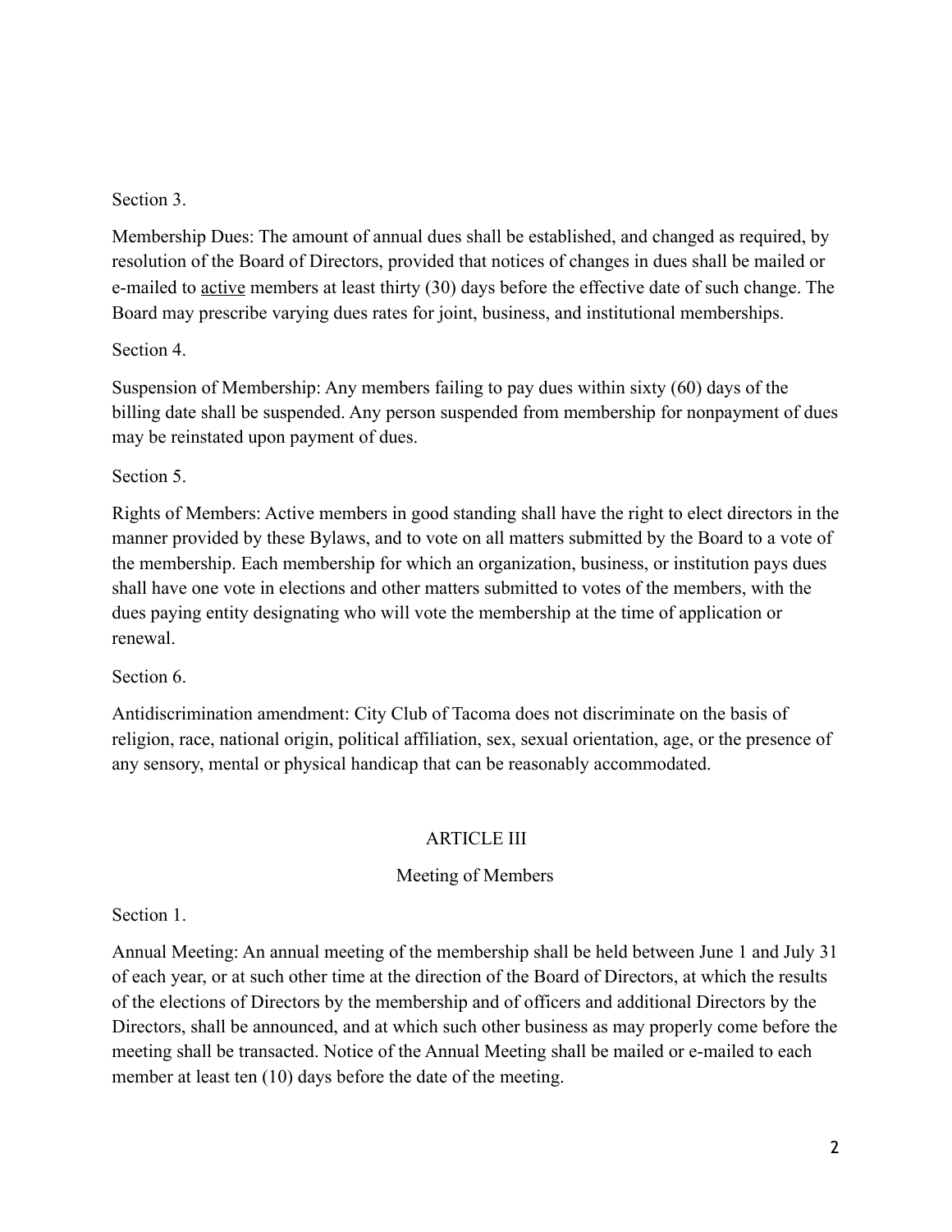Section 3.

Membership Dues: The amount of annual dues shall be established, and changed as required, by resolution of the Board of Directors, provided that notices of changes in dues shall be mailed or e-mailed to <u>active</u> members at least thirty (30) days before the effective date of such change. The Board may prescribe varying dues rates for joint, business, and institutional memberships.

Section 4.

Suspension of Membership: Any members failing to pay dues within sixty (60) days of the billing date shall be suspended. Any person suspended from membership for nonpayment of dues may be reinstated upon payment of dues.

Section 5.

Rights of Members: Active members in good standing shall have the right to elect directors in the manner provided by these Bylaws, and to vote on all matters submitted by the Board to a vote of the membership. Each membership for which an organization, business, or institution pays dues shall have one vote in elections and other matters submitted to votes of the members, with the dues paying entity designating who will vote the membership at the time of application or renewal.

Section 6.

Antidiscrimination amendment: City Club of Tacoma does not discriminate on the basis of religion, race, national origin, political affiliation, sex, sexual orientation, age, or the presence of any sensory, mental or physical handicap that can be reasonably accommodated.

## ARTICLE III

### Meeting of Members

Section 1.

Annual Meeting: An annual meeting of the membership shall be held between June 1 and July 31 of each year, or at such other time at the direction of the Board of Directors, at which the results of the elections of Directors by the membership and of officers and additional Directors by the Directors, shall be announced, and at which such other business as may properly come before the meeting shall be transacted. Notice of the Annual Meeting shall be mailed or e-mailed to each member at least ten (10) days before the date of the meeting.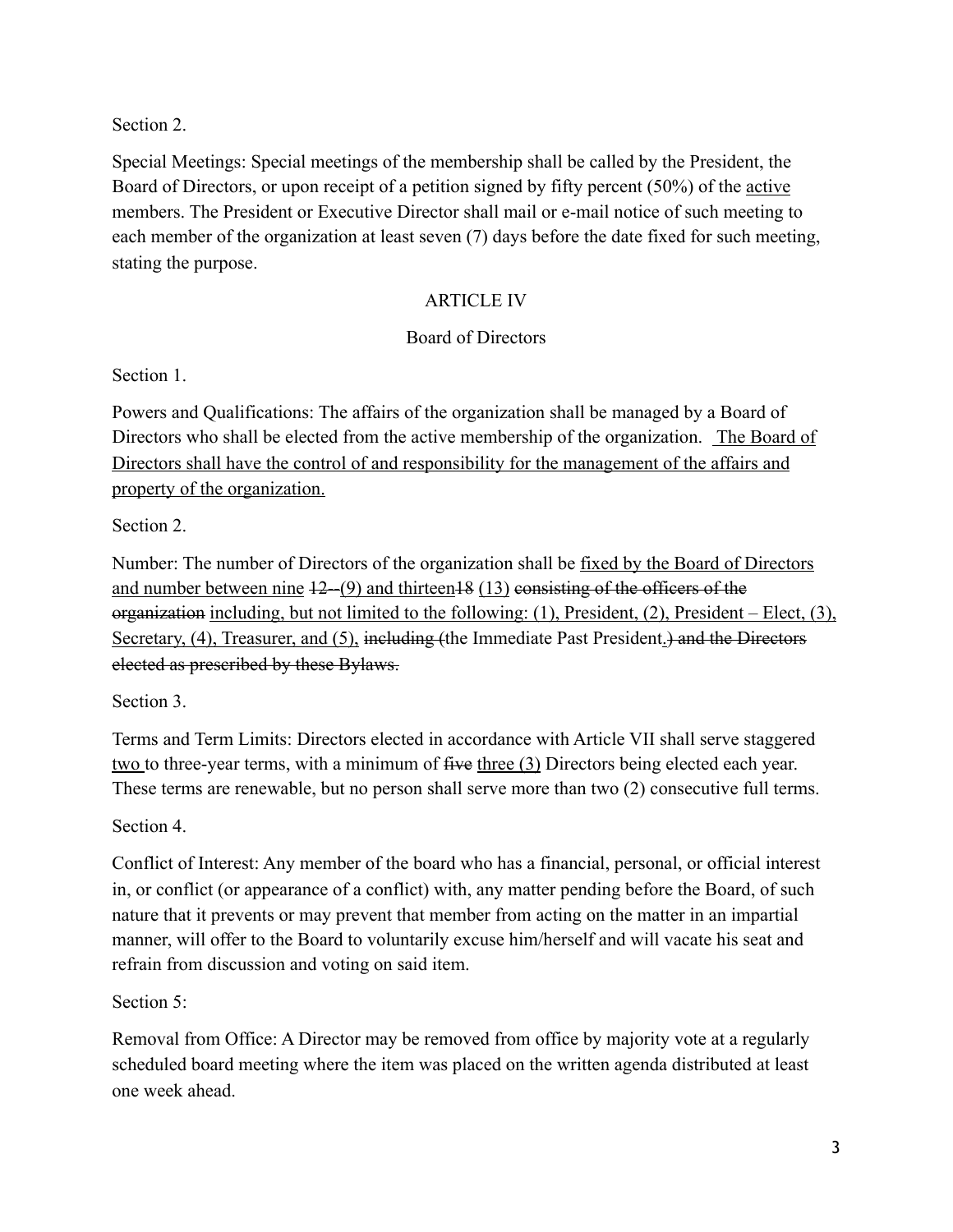Section 2.

Special Meetings: Special meetings of the membership shall be called by the President, the Board of Directors, or upon receipt of a petition signed by fifty percent (50%) of the <u>active</u> members. The President or Executive Director shall mail or e-mail notice of such meeting to each member of the organization at least seven (7) days before the date fixed for such meeting, stating the purpose.

## ARTICLE IV

### Board of Directors

Section 1.

Powers and Qualifications: The affairs of the organization shall be managed by a Board of Directors who shall be elected from the active membership of the organization. <u>The Board of Directors shall have the control of and responsibility for the management of the affairs and property of the organization.</u>

Section 2.

Number: The number of Directors of the organization shall be <u>fixed by the Board of Directors and number between nine</u> ~~12--~~<u>(9) and thirteen</u>~~18~~ <u>(13)</u> ~~consisting of the officers of the organization~~ <u>including, but not limited to the following: (1), President, (2), President – Elect, (3), Secretary, (4), Treasurer, and (5),</u> ~~including (~~the Immediate Past President<u>.</u>~~) and the Directors elected as prescribed by these Bylaws.~~

Section 3.

Terms and Term Limits: Directors elected in accordance with Article VII shall serve staggered <u>two</u> to three-year terms, with a minimum of ~~five~~ <u>three (3)</u> Directors being elected each year. These terms are renewable, but no person shall serve more than two (2) consecutive full terms.

Section 4.

Conflict of Interest: Any member of the board who has a financial, personal, or official interest in, or conflict (or appearance of a conflict) with, any matter pending before the Board, of such nature that it prevents or may prevent that member from acting on the matter in an impartial manner, will offer to the Board to voluntarily excuse him/herself and will vacate his seat and refrain from discussion and voting on said item.

Section 5:

Removal from Office: A Director may be removed from office by majority vote at a regularly scheduled board meeting where the item was placed on the written agenda distributed at least one week ahead.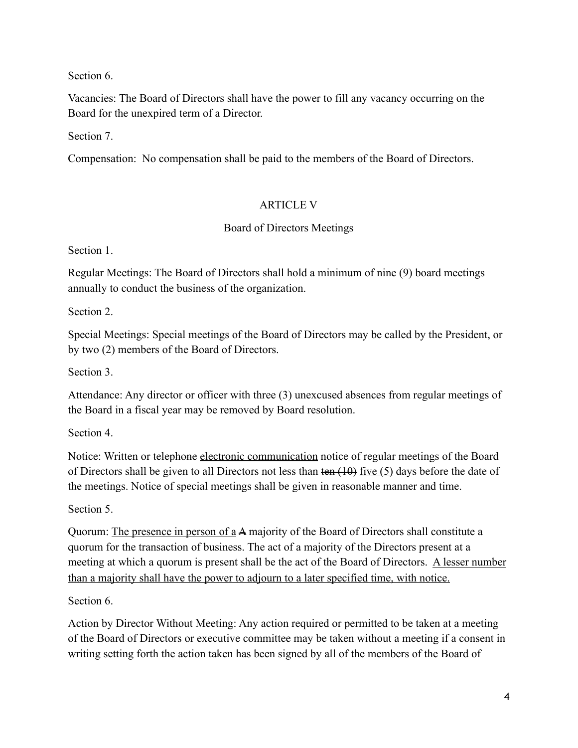Section 6.

Vacancies: The Board of Directors shall have the power to fill any vacancy occurring on the Board for the unexpired term of a Director.

Section 7.

Compensation: No compensation shall be paid to the members of the Board of Directors.

## ARTICLE V

### Board of Directors Meetings

Section 1.

Regular Meetings: The Board of Directors shall hold a minimum of nine (9) board meetings annually to conduct the business of the organization.

Section 2.

Special Meetings: Special meetings of the Board of Directors may be called by the President, or by two (2) members of the Board of Directors.

Section 3.

Attendance: Any director or officer with three (3) unexcused absences from regular meetings of the Board in a fiscal year may be removed by Board resolution.

Section 4.

Notice: Written or ~~telephone~~ <u>electronic communication</u> notice of regular meetings of the Board of Directors shall be given to all Directors not less than ~~ten (10)~~ <u>five (5)</u> days before the date of the meetings. Notice of special meetings shall be given in reasonable manner and time.

Section 5.

Quorum: <u>The presence in person of a</u> ~~A~~ majority of the Board of Directors shall constitute a quorum for the transaction of business. The act of a majority of the Directors present at a meeting at which a quorum is present shall be the act of the Board of Directors. <u>A lesser number than a majority shall have the power to adjourn to a later specified time, with notice.</u>

Section 6.

Action by Director Without Meeting: Any action required or permitted to be taken at a meeting of the Board of Directors or executive committee may be taken without a meeting if a consent in writing setting forth the action taken has been signed by all of the members of the Board of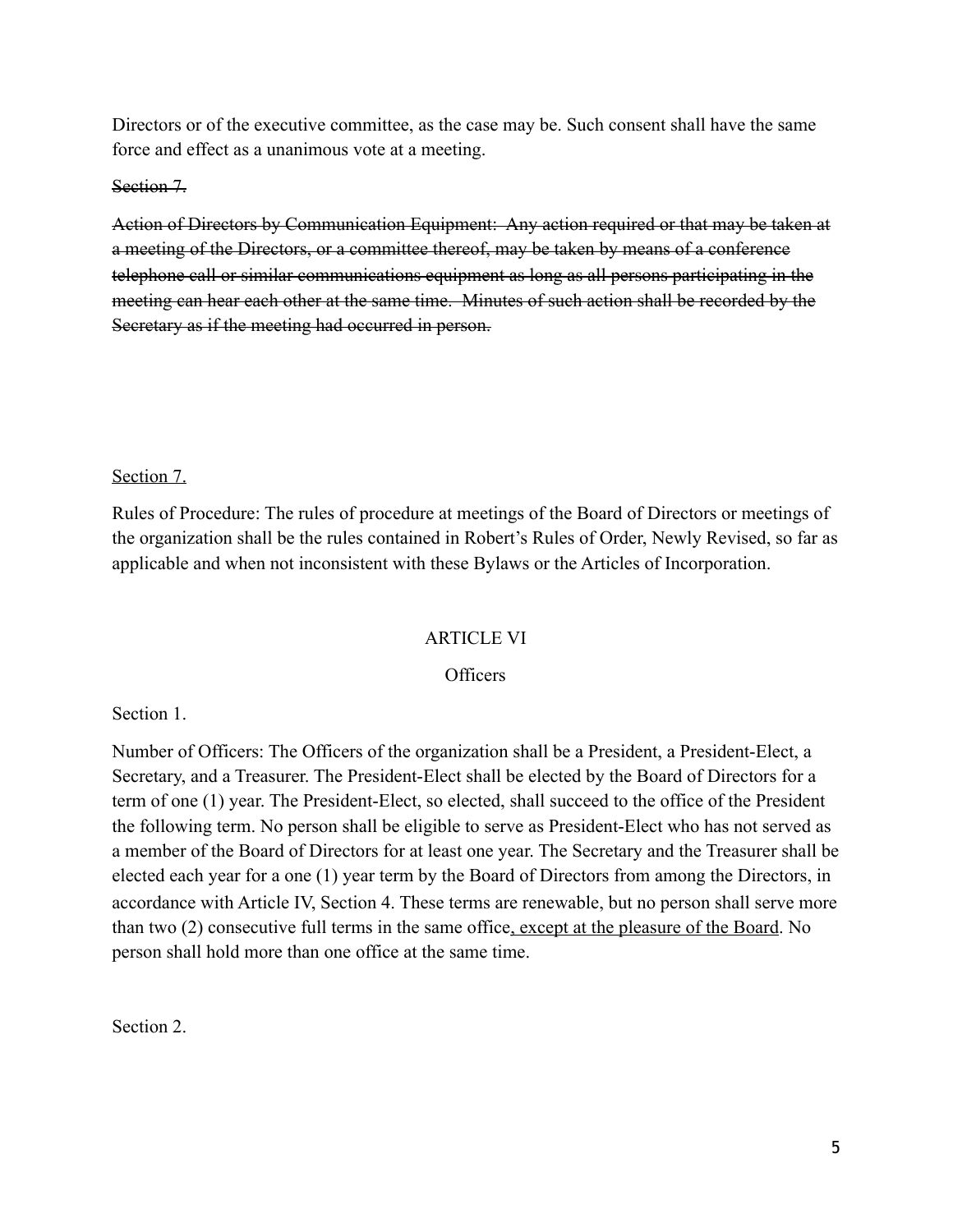Directors or of the executive committee, as the case may be. Such consent shall have the same force and effect as a unanimous vote at a meeting.

~~Section 7.~~

~~Action of Directors by Communication Equipment:  Any action required or that may be taken at a meeting of the Directors, or a committee thereof, may be taken by means of a conference telephone call or similar communications equipment as long as all persons participating in the meeting can hear each other at the same time.  Minutes of such action shall be recorded by the Secretary as if the meeting had occurred in person.~~

<u>Section 7.</u>

Rules of Procedure: The rules of procedure at meetings of the Board of Directors or meetings of the organization shall be the rules contained in Robert's Rules of Order, Newly Revised, so far as applicable and when not inconsistent with these Bylaws or the Articles of Incorporation.

## ARTICLE VI

### Officers

Section 1.

Number of Officers: The Officers of the organization shall be a President, a President-Elect, a Secretary, and a Treasurer. The President-Elect shall be elected by the Board of Directors for a term of one (1) year. The President-Elect, so elected, shall succeed to the office of the President the following term. No person shall be eligible to serve as President-Elect who has not served as a member of the Board of Directors for at least one year. The Secretary and the Treasurer shall be elected each year for a one (1) year term by the Board of Directors from among the Directors, in accordance with Article IV, Section 4. These terms are renewable, but no person shall serve more than two (2) consecutive full terms in the same office<u>, except at the pleasure of the Board</u>. No person shall hold more than one office at the same time.

Section 2.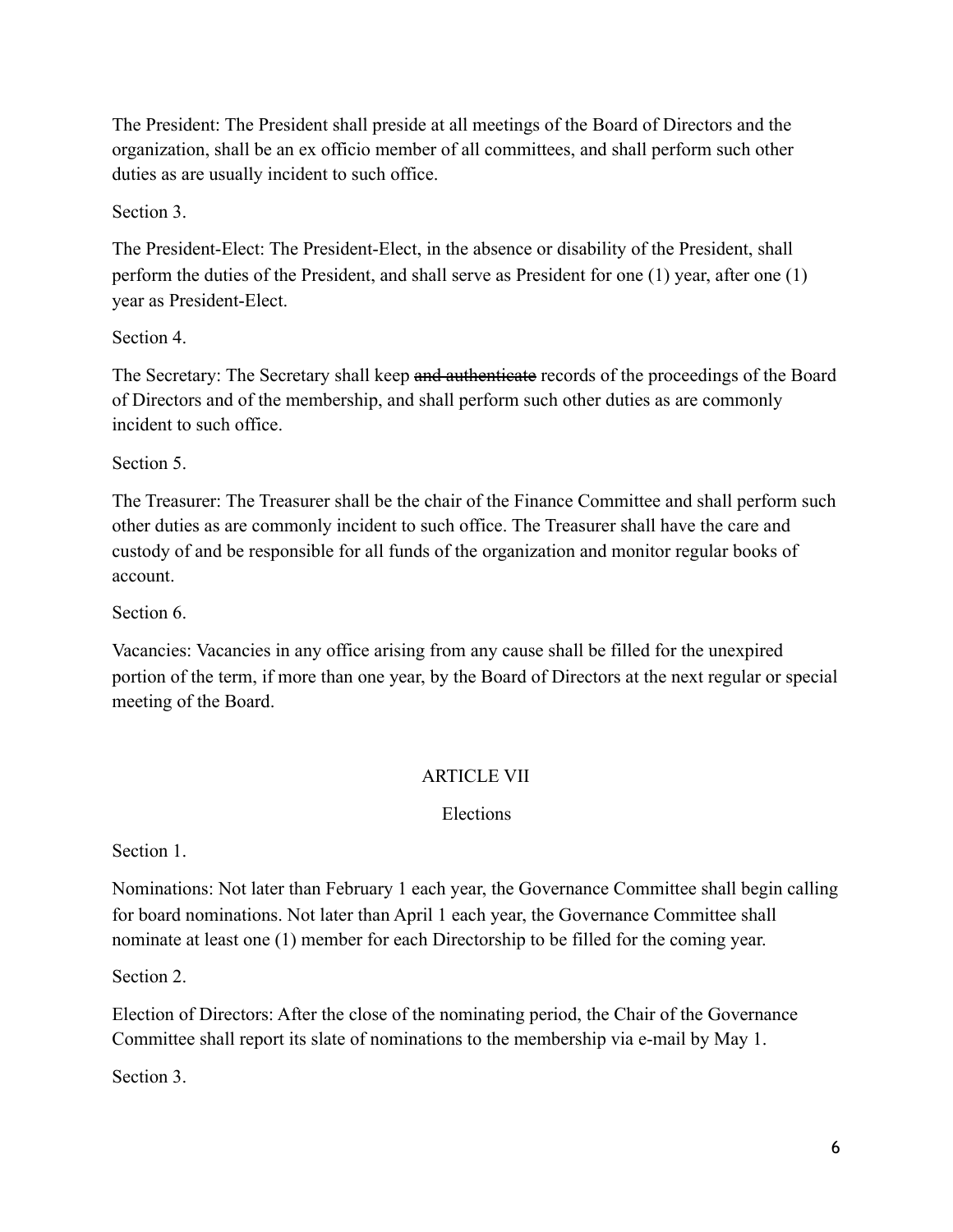The President: The President shall preside at all meetings of the Board of Directors and the organization, shall be an ex officio member of all committees, and shall perform such other duties as are usually incident to such office.

Section 3.

The President-Elect: The President-Elect, in the absence or disability of the President, shall perform the duties of the President, and shall serve as President for one (1) year, after one (1) year as President-Elect.

Section 4.

The Secretary: The Secretary shall keep ~~and authenticate~~ records of the proceedings of the Board of Directors and of the membership, and shall perform such other duties as are commonly incident to such office.

Section 5.

The Treasurer: The Treasurer shall be the chair of the Finance Committee and shall perform such other duties as are commonly incident to such office. The Treasurer shall have the care and custody of and be responsible for all funds of the organization and monitor regular books of account.

Section 6.

Vacancies: Vacancies in any office arising from any cause shall be filled for the unexpired portion of the term, if more than one year, by the Board of Directors at the next regular or special meeting of the Board.

## ARTICLE VII

### Elections

Section 1.

Nominations: Not later than February 1 each year, the Governance Committee shall begin calling for board nominations. Not later than April 1 each year, the Governance Committee shall nominate at least one (1) member for each Directorship to be filled for the coming year.

Section 2.

Election of Directors: After the close of the nominating period, the Chair of the Governance Committee shall report its slate of nominations to the membership via e-mail by May 1.

Section 3.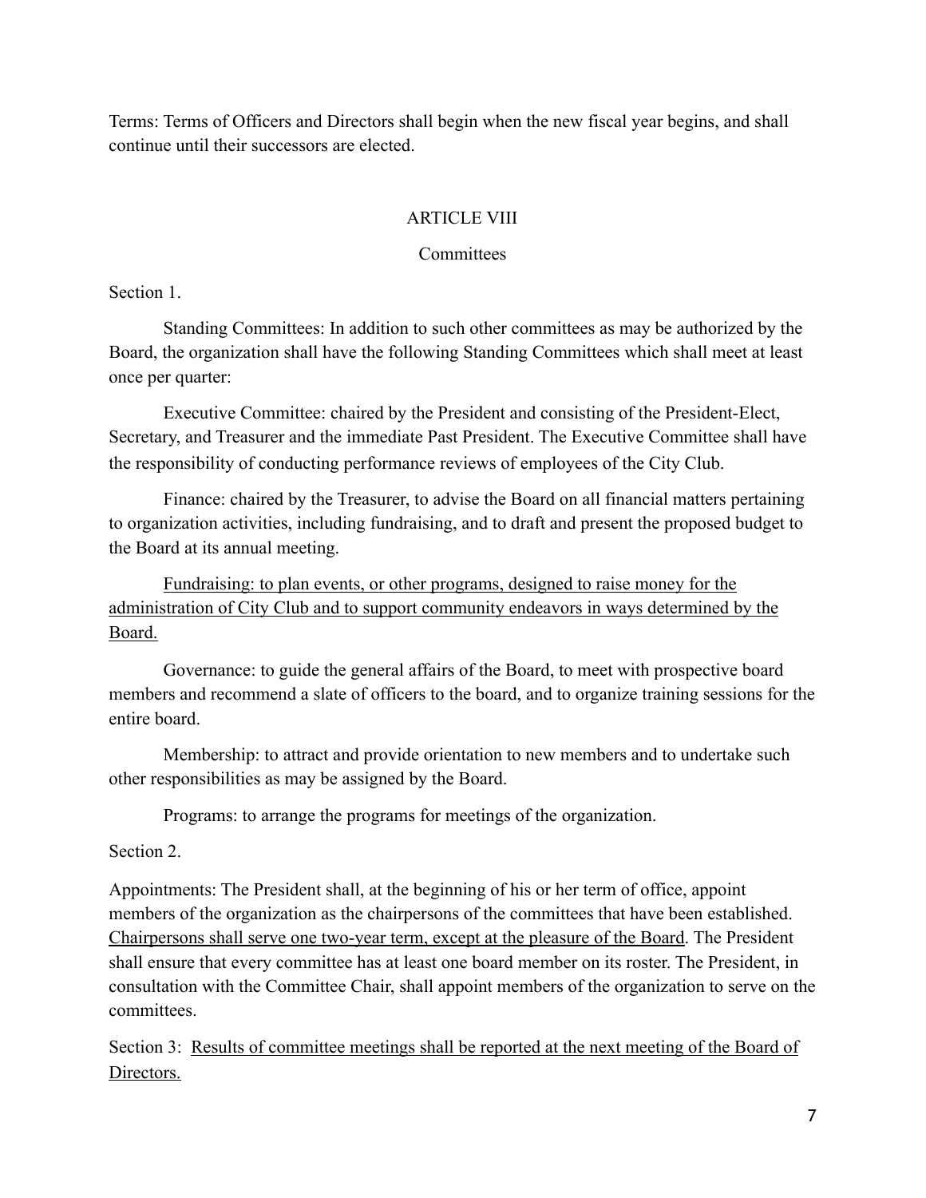Terms: Terms of Officers and Directors shall begin when the new fiscal year begins, and shall continue until their successors are elected.

## ARTICLE VIII

### Committees

Section 1.

Standing Committees: In addition to such other committees as may be authorized by the Board, the organization shall have the following Standing Committees which shall meet at least once per quarter:

Executive Committee: chaired by the President and consisting of the President-Elect, Secretary, and Treasurer and the immediate Past President. The Executive Committee shall have the responsibility of conducting performance reviews of employees of the City Club.

Finance: chaired by the Treasurer, to advise the Board on all financial matters pertaining to organization activities, including fundraising, and to draft and present the proposed budget to the Board at its annual meeting.

<u>Fundraising: to plan events, or other programs, designed to raise money for the administration of City Club and to support community endeavors in ways determined by the Board.</u>

Governance: to guide the general affairs of the Board, to meet with prospective board members and recommend a slate of officers to the board, and to organize training sessions for the entire board.

Membership: to attract and provide orientation to new members and to undertake such other responsibilities as may be assigned by the Board.

Programs: to arrange the programs for meetings of the organization.

Section 2.

Appointments: The President shall, at the beginning of his or her term of office, appoint members of the organization as the chairpersons of the committees that have been established. <u>Chairpersons shall serve one two-year term, except at the pleasure of the Board</u>. The President shall ensure that every committee has at least one board member on its roster. The President, in consultation with the Committee Chair, shall appoint members of the organization to serve on the committees.

Section 3: <u>Results of committee meetings shall be reported at the next meeting of the Board of Directors.</u>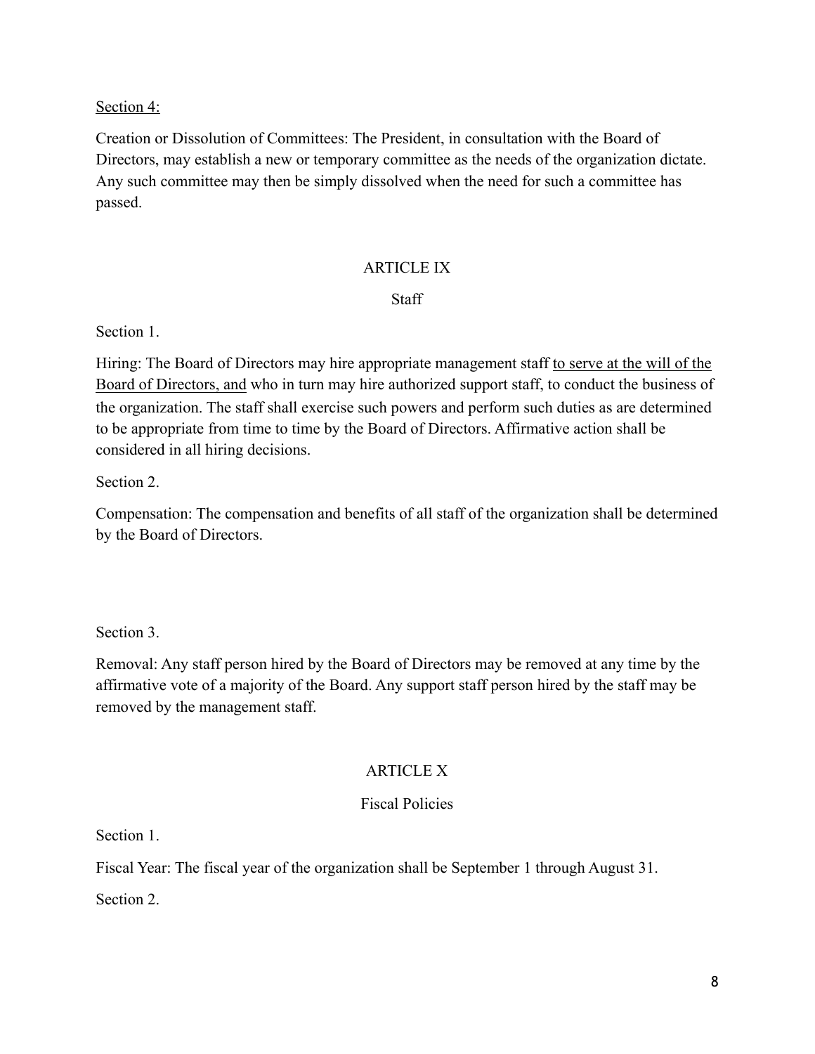Section 4:

Creation or Dissolution of Committees: The President, in consultation with the Board of Directors, may establish a new or temporary committee as the needs of the organization dictate. Any such committee may then be simply dissolved when the need for such a committee has passed.

## ARTICLE IX

### Staff

Section 1.

Hiring: The Board of Directors may hire appropriate management staff <u>to serve at the will of the Board of Directors, and</u> who in turn may hire authorized support staff, to conduct the business of the organization. The staff shall exercise such powers and perform such duties as are determined to be appropriate from time to time by the Board of Directors. Affirmative action shall be considered in all hiring decisions.

Section 2.

Compensation: The compensation and benefits of all staff of the organization shall be determined by the Board of Directors.

Section 3.

Removal: Any staff person hired by the Board of Directors may be removed at any time by the affirmative vote of a majority of the Board. Any support staff person hired by the staff may be removed by the management staff.

## ARTICLE X

### Fiscal Policies

Section 1.

Fiscal Year: The fiscal year of the organization shall be September 1 through August 31.

Section 2.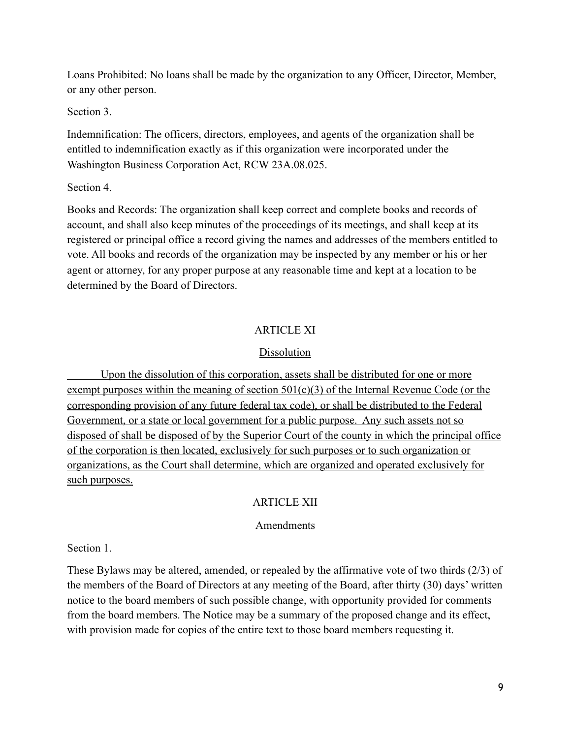Loans Prohibited: No loans shall be made by the organization to any Officer, Director, Member, or any other person.

Section 3.

Indemnification: The officers, directors, employees, and agents of the organization shall be entitled to indemnification exactly as if this organization were incorporated under the Washington Business Corporation Act, RCW 23A.08.025.

Section 4.

Books and Records: The organization shall keep correct and complete books and records of account, and shall also keep minutes of the proceedings of its meetings, and shall keep at its registered or principal office a record giving the names and addresses of the members entitled to vote. All books and records of the organization may be inspected by any member or his or her agent or attorney, for any proper purpose at any reasonable time and kept at a location to be determined by the Board of Directors.

## ARTICLE XI

### Dissolution

Upon the dissolution of this corporation, assets shall be distributed for one or more exempt purposes within the meaning of section 501(c)(3) of the Internal Revenue Code (or the corresponding provision of any future federal tax code), or shall be distributed to the Federal Government, or a state or local government for a public purpose. Any such assets not so disposed of shall be disposed of by the Superior Court of the county in which the principal office of the corporation is then located, exclusively for such purposes or to such organization or organizations, as the Court shall determine, which are organized and operated exclusively for such purposes.

## ~~ARTICLE XII~~

### Amendments

Section 1.

These Bylaws may be altered, amended, or repealed by the affirmative vote of two thirds (2/3) of the members of the Board of Directors at any meeting of the Board, after thirty (30) days' written notice to the board members of such possible change, with opportunity provided for comments from the board members. The Notice may be a summary of the proposed change and its effect, with provision made for copies of the entire text to those board members requesting it.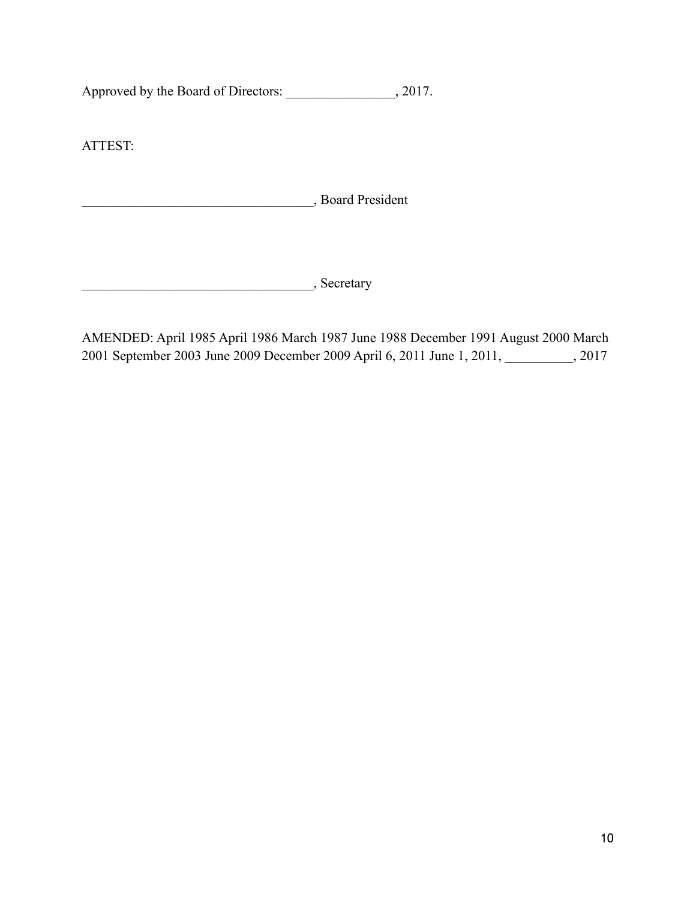Approved by the Board of Directors: ________________, 2017.

ATTEST:

__________________________________, Board President

__________________________________, Secretary

AMENDED: April 1985 April 1986 March 1987 June 1988 December 1991 August 2000 March 2001 September 2003 June 2009 December 2009 April 6, 2011 June 1, 2011, __________, 2017